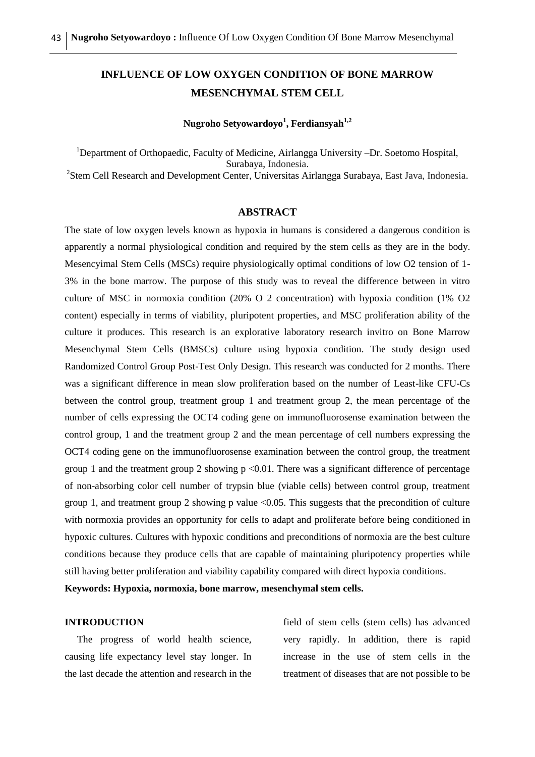# INFLUENCE OF LOW OXYGEN CONDITION OF BONE MARROW MESENCHYMAL STEM CELL

**Nugroho Setyowardoyo[1], Ferdiansyah[1,2]**

[1]Department of Orthopaedic, Faculty of Medicine, Airlangga University –Dr. Soetomo Hospital, Surabaya, Indonesia.
[2]Stem Cell Research and Development Center, Universitas Airlangga Surabaya, East Java, Indonesia.

## ABSTRACT

The state of low oxygen levels known as hypoxia in humans is considered a dangerous condition is apparently a normal physiological condition and required by the stem cells as they are in the body. Mesencyimal Stem Cells (MSCs) require physiologically optimal conditions of low O2 tension of 1-3% in the bone marrow. The purpose of this study was to reveal the difference between in vitro culture of MSC in normoxia condition (20% O 2 concentration) with hypoxia condition (1% O2 content) especially in terms of viability, pluripotent properties, and MSC proliferation ability of the culture it produces. This research is an explorative laboratory research invitro on Bone Marrow Mesenchymal Stem Cells (BMSCs) culture using hypoxia condition. The study design used Randomized Control Group Post-Test Only Design. This research was conducted for 2 months. There was a significant difference in mean slow proliferation based on the number of Least-like CFU-Cs between the control group, treatment group 1 and treatment group 2, the mean percentage of the number of cells expressing the OCT4 coding gene on immunofluorosense examination between the control group, 1 and the treatment group 2 and the mean percentage of cell numbers expressing the OCT4 coding gene on the immunofluorosense examination between the control group, the treatment group 1 and the treatment group 2 showing $p < 0.01$. There was a significant difference of percentage of non-absorbing color cell number of trypsin blue (viable cells) between control group, treatment group 1, and treatment group 2 showing p value $< 0.05$. This suggests that the precondition of culture with normoxia provides an opportunity for cells to adapt and proliferate before being conditioned in hypoxic cultures. Cultures with hypoxic conditions and preconditions of normoxia are the best culture conditions because they produce cells that are capable of maintaining pluripotency properties while still having better proliferation and viability capability compared with direct hypoxia conditions.

**Keywords: Hypoxia, normoxia, bone marrow, mesenchymal stem cells.**

## INTRODUCTION

The progress of world health science, causing life expectancy level stay longer. In the last decade the attention and research in the field of stem cells (stem cells) has advanced very rapidly. In addition, there is rapid increase in the use of stem cells in the treatment of diseases that are not possible to be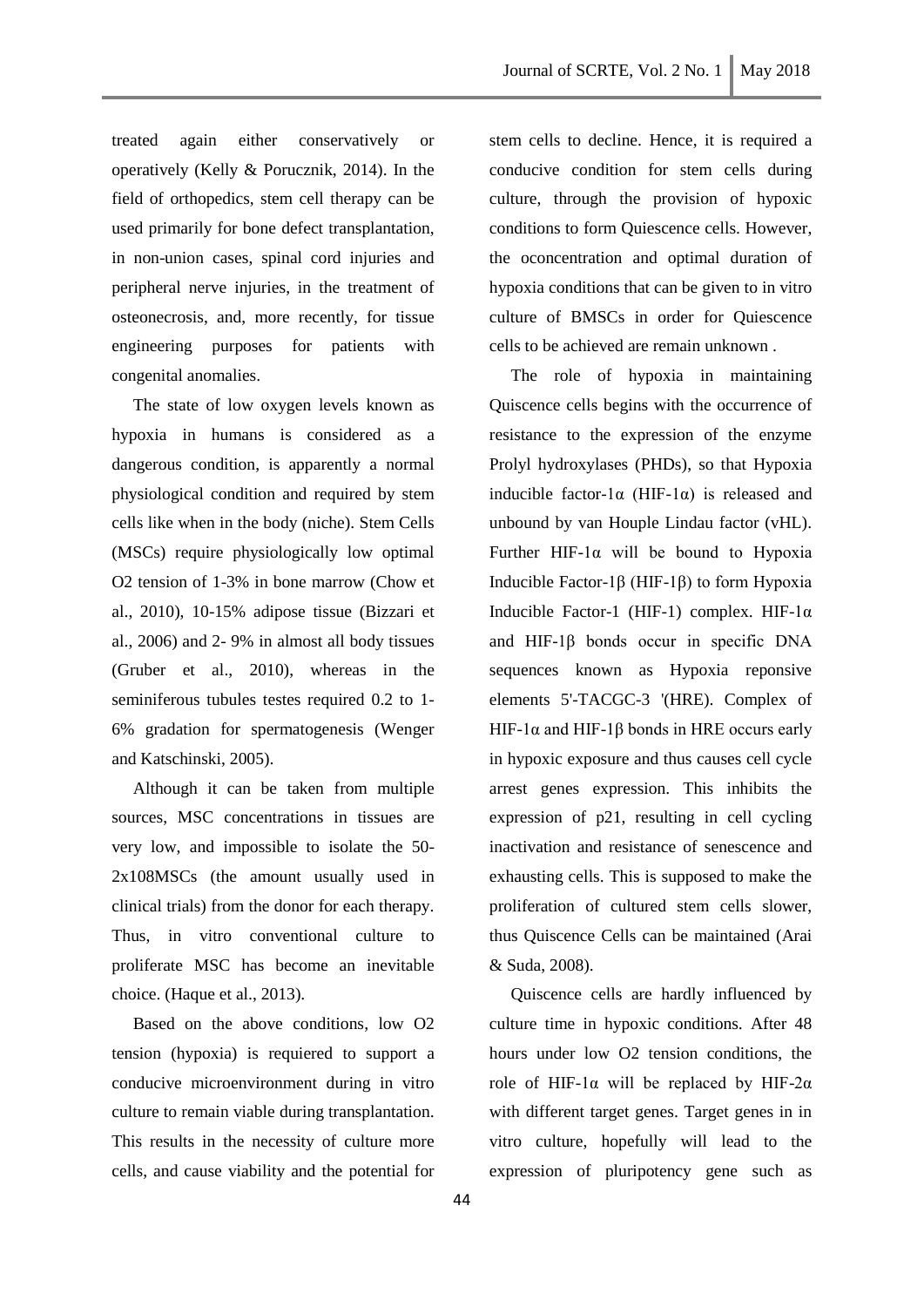treated again either conservatively or operatively (Kelly & Porucznik, 2014). In the field of orthopedics, stem cell therapy can be used primarily for bone defect transplantation, in non-union cases, spinal cord injuries and peripheral nerve injuries, in the treatment of osteonecrosis, and, more recently, for tissue engineering purposes for patients with congenital anomalies.

The state of low oxygen levels known as hypoxia in humans is considered as a dangerous condition, is apparently a normal physiological condition and required by stem cells like when in the body (niche). Stem Cells (MSCs) require physiologically low optimal O2 tension of 1-3% in bone marrow (Chow et al., 2010), 10-15% adipose tissue (Bizzari et al., 2006) and 2- 9% in almost all body tissues (Gruber et al., 2010), whereas in the seminiferous tubules testes required 0.2 to 1-6% gradation for spermatogenesis (Wenger and Katschinski, 2005).

Although it can be taken from multiple sources, MSC concentrations in tissues are very low, and impossible to isolate the 50-2x108MSCs (the amount usually used in clinical trials) from the donor for each therapy. Thus, in vitro conventional culture to proliferate MSC has become an inevitable choice. (Haque et al., 2013).

Based on the above conditions, low O2 tension (hypoxia) is requiered to support a conducive microenvironment during in vitro culture to remain viable during transplantation. This results in the necessity of culture more cells, and cause viability and the potential for stem cells to decline. Hence, it is required a conducive condition for stem cells during culture, through the provision of hypoxic conditions to form Quiescence cells. However, the oconcentration and optimal duration of hypoxia conditions that can be given to in vitro culture of BMSCs in order for Quiescence cells to be achieved are remain unknown .

The role of hypoxia in maintaining Quiscence cells begins with the occurrence of resistance to the expression of the enzyme Prolyl hydroxylases (PHDs), so that Hypoxia inducible factor-1α (HIF-1α) is released and unbound by van Houple Lindau factor (vHL). Further HIF-1α will be bound to Hypoxia Inducible Factor-1β (HIF-1β) to form Hypoxia Inducible Factor-1 (HIF-1) complex. HIF-1α and HIF-1β bonds occur in specific DNA sequences known as Hypoxia reponsive elements 5'-TACGC-3 '(HRE). Complex of HIF-1α and HIF-1β bonds in HRE occurs early in hypoxic exposure and thus causes cell cycle arrest genes expression. This inhibits the expression of p21, resulting in cell cycling inactivation and resistance of senescence and exhausting cells. This is supposed to make the proliferation of cultured stem cells slower, thus Quiscence Cells can be maintained (Arai & Suda, 2008).

Quiscence cells are hardly influenced by culture time in hypoxic conditions. After 48 hours under low O2 tension conditions, the role of HIF-1α will be replaced by HIF-2α with different target genes. Target genes in in vitro culture, hopefully will lead to the expression of pluripotency gene such as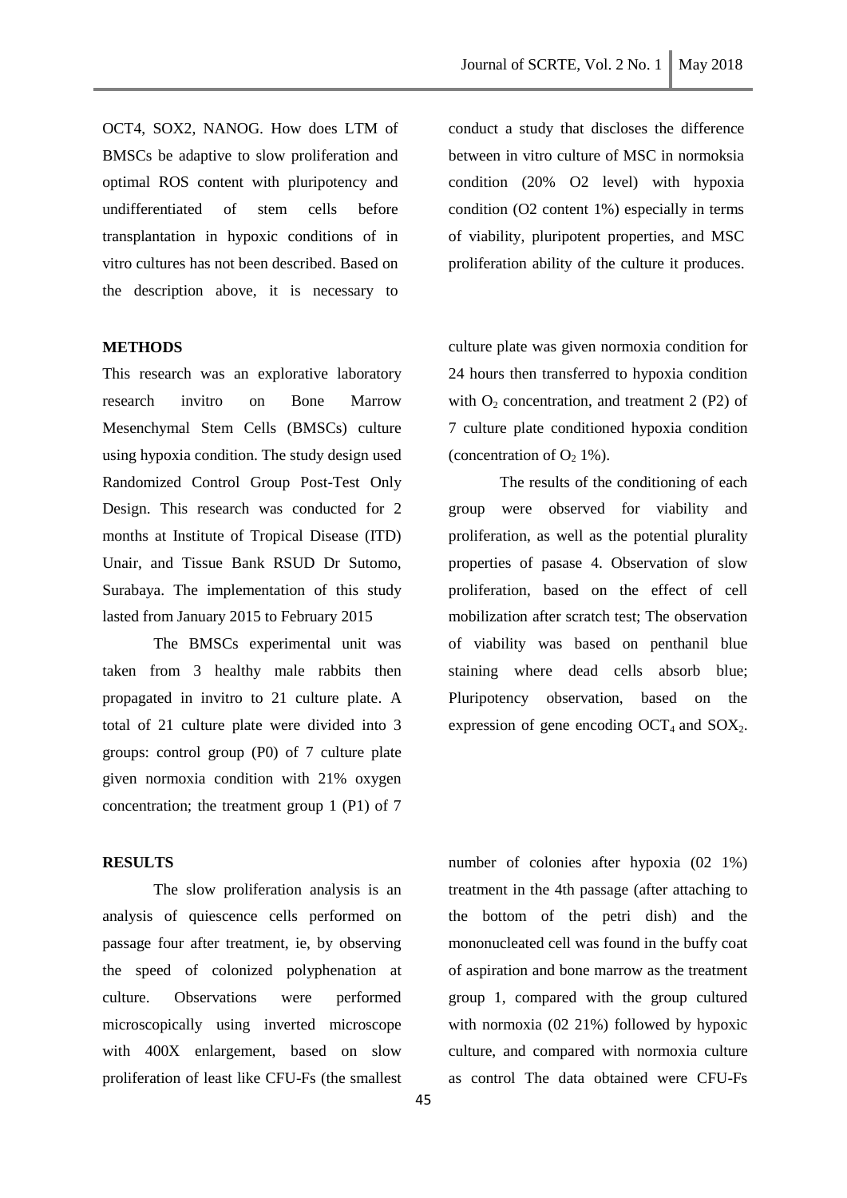OCT4, SOX2, NANOG. How does LTM of BMSCs be adaptive to slow proliferation and optimal ROS content with pluripotency and undifferentiated of stem cells before transplantation in hypoxic conditions of in vitro cultures has not been described. Based on the description above, it is necessary to conduct a study that discloses the difference between in vitro culture of MSC in normoksia condition (20% O2 level) with hypoxia condition (O2 content 1%) especially in terms of viability, pluripotent properties, and MSC proliferation ability of the culture it produces.

## METHODS

This research was an explorative laboratory research invitro on Bone Marrow Mesenchymal Stem Cells (BMSCs) culture using hypoxia condition. The study design used Randomized Control Group Post-Test Only Design. This research was conducted for 2 months at Institute of Tropical Disease (ITD) Unair, and Tissue Bank RSUD Dr Sutomo, Surabaya. The implementation of this study lasted from January 2015 to February 2015

The BMSCs experimental unit was taken from 3 healthy male rabbits then propagated in invitro to 21 culture plate. A total of 21 culture plate were divided into 3 groups: control group (P0) of 7 culture plate given normoxia condition with 21% oxygen concentration; the treatment group 1 (P1) of 7 culture plate was given normoxia condition for 24 hours then transferred to hypoxia condition with $O_2$ concentration, and treatment 2 (P2) of 7 culture plate conditioned hypoxia condition (concentration of $O_2$ 1%).

The results of the conditioning of each group were observed for viability and proliferation, as well as the potential plurality properties of pasase 4. Observation of slow proliferation, based on the effect of cell mobilization after scratch test; The observation of viability was based on penthanil blue staining where dead cells absorb blue; Pluripotency observation, based on the expression of gene encoding $OCT_4$ and $SOX_2$.

## RESULTS

The slow proliferation analysis is an analysis of quiescence cells performed on passage four after treatment, ie, by observing the speed of colonized polyphenation at culture. Observations were performed microscopically using inverted microscope with 400X enlargement, based on slow proliferation of least like CFU-Fs (the smallest number of colonies after hypoxia (02 1%) treatment in the 4th passage (after attaching to the bottom of the petri dish) and the mononucleated cell was found in the buffy coat of aspiration and bone marrow as the treatment group 1, compared with the group cultured with normoxia (02 21%) followed by hypoxic culture, and compared with normoxia culture as control The data obtained were CFU-Fs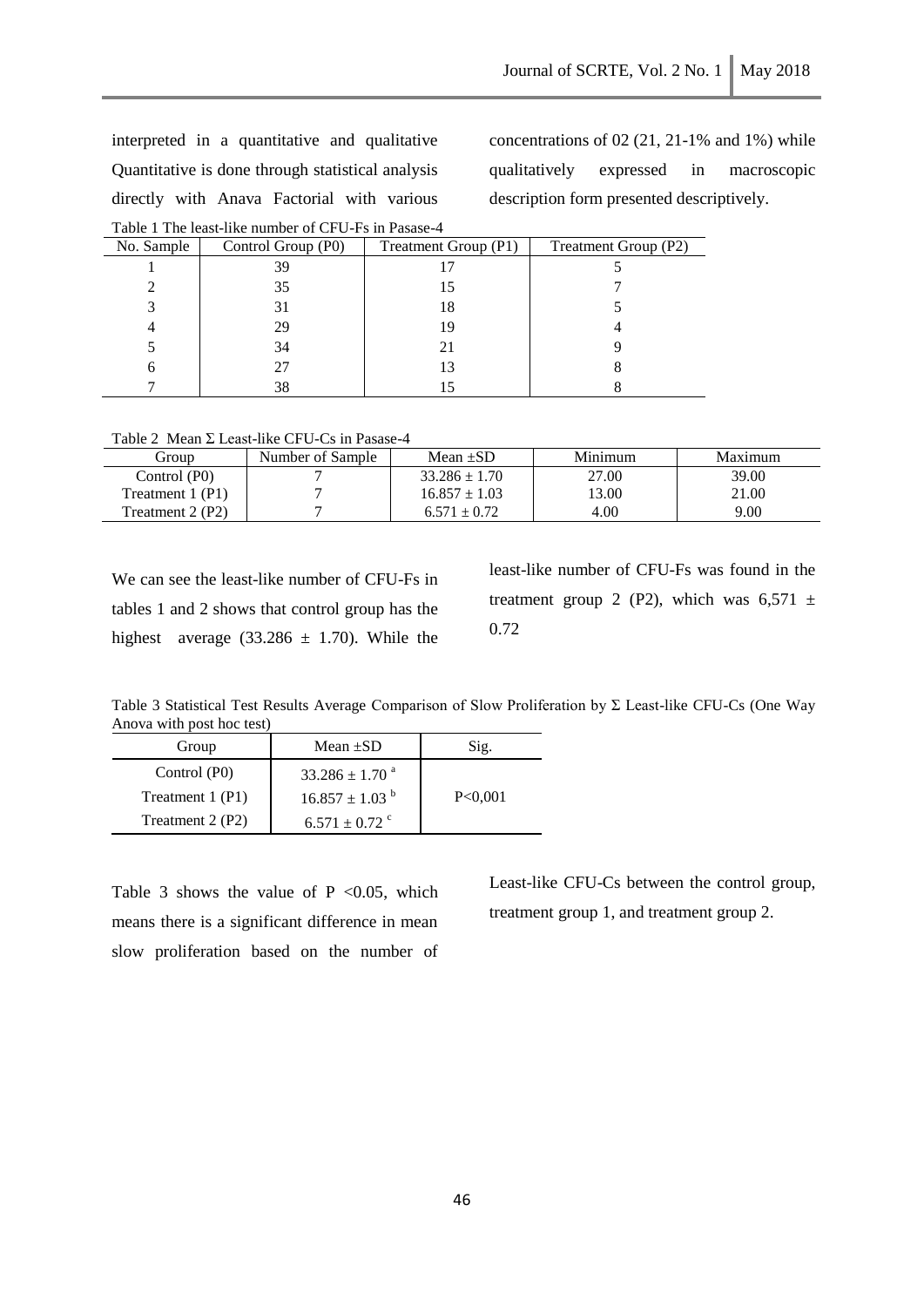interpreted in a quantitative and qualitative Quantitative is done through statistical analysis directly with Anava Factorial with various concentrations of 02 (21, 21-1% and 1%) while qualitatively expressed in macroscopic description form presented descriptively.

Table 1 The least-like number of CFU-Fs in Pasase-4

| No. Sample | Control Group (P0) | Treatment Group (P1) | Treatment Group (P2) |
|---|---|---|---|
| 1 | 39 | 17 | 5 |
| 2 | 35 | 15 | 7 |
| 3 | 31 | 18 | 5 |
| 4 | 29 | 19 | 4 |
| 5 | 34 | 21 | 9 |
| 6 | 27 | 13 | 8 |
| 7 | 38 | 15 | 8 |

Table 2 Mean Σ Least-like CFU-Cs in Pasase-4

| Group | Number of Sample | Mean ±SD | Minimum | Maximum |
|---|---|---|---|---|
| Control (P0) | 7 | $33.286 \pm 1.70$ | 27.00 | 39.00 |
| Treatment 1 (P1) | 7 | $16.857 \pm 1.03$ | 13.00 | 21.00 |
| Treatment 2 (P2) | 7 | $6.571 \pm 0.72$ | 4.00 | 9.00 |

We can see the least-like number of CFU-Fs in tables 1 and 2 shows that control group has the highest average ($33.286 \pm 1.70$). While the least-like number of CFU-Fs was found in the treatment group 2 (P2), which was $6,571 \pm 0.72$

Table 3 Statistical Test Results Average Comparison of Slow Proliferation by Σ Least-like CFU-Cs (One Way Anova with post hoc test)

| Group | Mean ±SD | Sig. |
|---|---|---|
| Control (P0) | $33.286 \pm 1.70$ [a] | |
| Treatment 1 (P1) | $16.857 \pm 1.03$ [b] | P<0,001 |
| Treatment 2 (P2) | $6.571 \pm 0.72$ [c] | |

Table 3 shows the value of $P < 0.05$, which means there is a significant difference in mean slow proliferation based on the number of Least-like CFU-Cs between the control group, treatment group 1, and treatment group 2.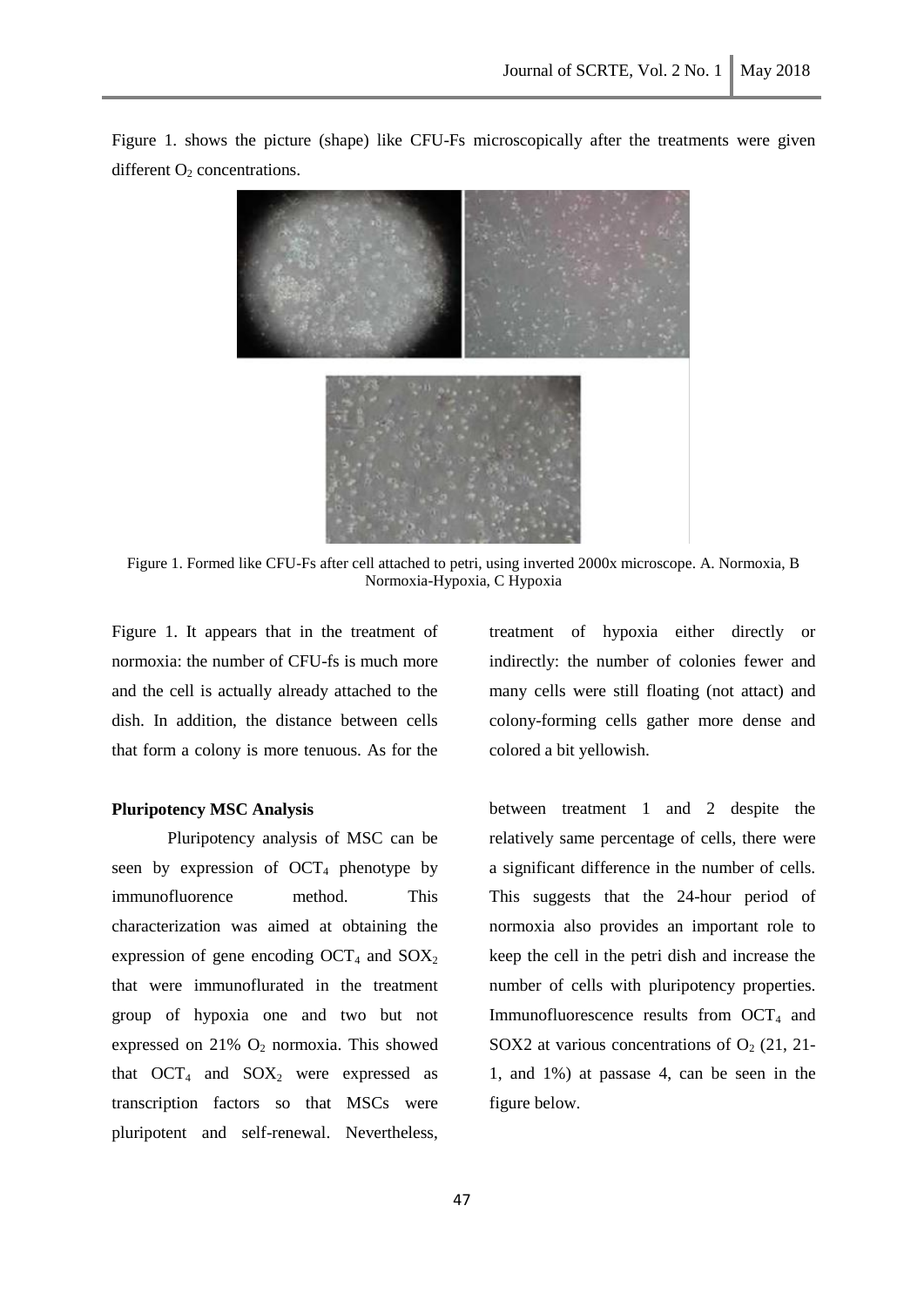Figure 1. shows the picture (shape) like CFU-Fs microscopically after the treatments were given different $O_2$ concentrations.

Figure 1. Formed like CFU-Fs after cell attached to petri, using inverted 2000x microscope. A. Normoxia, B Normoxia-Hypoxia, C Hypoxia

Figure 1. It appears that in the treatment of normoxia: the number of CFU-fs is much more and the cell is actually already attached to the dish. In addition, the distance between cells that form a colony is more tenuous. As for the treatment of hypoxia either directly or indirectly: the number of colonies fewer and many cells were still floating (not attact) and colony-forming cells gather more dense and colored a bit yellowish.

**Pluripotency MSC Analysis**

Pluripotency analysis of MSC can be seen by expression of $OCT_4$ phenotype by immunofluorence method. This characterization was aimed at obtaining the expression of gene encoding $OCT_4$ and $SOX_2$ that were immunoflurated in the treatment group of hypoxia one and two but not expressed on 21% $O_2$ normoxia. This showed that $OCT_4$ and $SOX_2$ were expressed as transcription factors so that MSCs were pluripotent and self-renewal. Nevertheless, between treatment 1 and 2 despite the relatively same percentage of cells, there were a significant difference in the number of cells. This suggests that the 24-hour period of normoxia also provides an important role to keep the cell in the petri dish and increase the number of cells with pluripotency properties. Immunofluorescence results from $OCT_4$ and SOX2 at various concentrations of $O_2$ (21, 21-1, and 1%) at passase 4, can be seen in the figure below.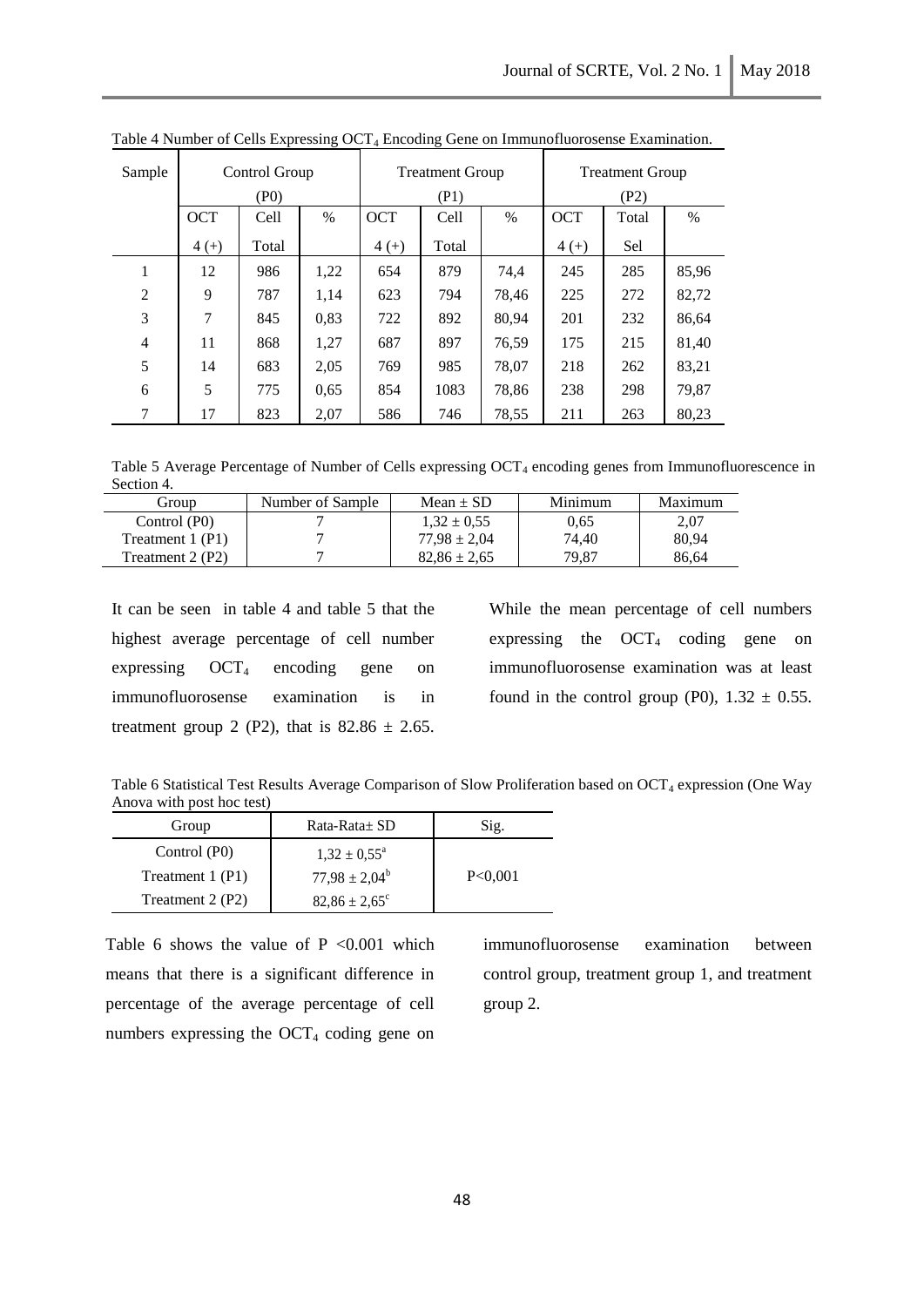Table 4 Number of Cells Expressing $OCT_4$ Encoding Gene on Immunofluorosense Examination.

| Sample | Control Group (P0) | | | Treatment Group (P1) | | | Treatment Group (P2) | | |
|---|---|---|---|---|---|---|---|---|---|
| | OCT 4 (+) | Cell Total | % | OCT 4 (+) | Cell Total | % | OCT 4 (+) | Total Sel | % |
| 1 | 12 | 986 | 1,22 | 654 | 879 | 74,4 | 245 | 285 | 85,96 |
| 2 | 9 | 787 | 1,14 | 623 | 794 | 78,46 | 225 | 272 | 82,72 |
| 3 | 7 | 845 | 0,83 | 722 | 892 | 80,94 | 201 | 232 | 86,64 |
| 4 | 11 | 868 | 1,27 | 687 | 897 | 76,59 | 175 | 215 | 81,40 |
| 5 | 14 | 683 | 2,05 | 769 | 985 | 78,07 | 218 | 262 | 83,21 |
| 6 | 5 | 775 | 0,65 | 854 | 1083 | 78,86 | 238 | 298 | 79,87 |
| 7 | 17 | 823 | 2,07 | 586 | 746 | 78,55 | 211 | 263 | 80,23 |

Table 5 Average Percentage of Number of Cells expressing $OCT_4$ encoding genes from Immunofluorescence in Section 4.

| Group | Number of Sample | Mean ± SD | Minimum | Maximum |
|---|---|---|---|---|
| Control (P0) | 7 | 1,32 ± 0,55 | 0,65 | 2,07 |
| Treatment 1 (P1) | 7 | 77,98 ± 2,04 | 74,40 | 80,94 |
| Treatment 2 (P2) | 7 | 82,86 ± 2,65 | 79,87 | 86,64 |

It can be seen in table 4 and table 5 that the highest average percentage of cell number expressing $OCT_4$ encoding gene on immunofluorosense examination is in treatment group 2 (P2), that is 82.86 ± 2.65. While the mean percentage of cell numbers expressing the $OCT_4$ coding gene on immunofluorosense examination was at least found in the control group (P0), 1.32 ± 0.55.

Table 6 Statistical Test Results Average Comparison of Slow Proliferation based on $OCT_4$ expression (One Way Anova with post hoc test)

| Group | Rata-Rata± SD | Sig. |
|---|---|---|
| Control (P0) | $1,32 \pm 0,55^a$ | |
| Treatment 1 (P1) | $77,98 \pm 2,04^b$ | P<0,001 |
| Treatment 2 (P2) | $82,86 \pm 2,65^c$ | |

Table 6 shows the value of P <0.001 which means that there is a significant difference in percentage of the average percentage of cell numbers expressing the $OCT_4$ coding gene on immunofluorosense examination between control group, treatment group 1, and treatment group 2.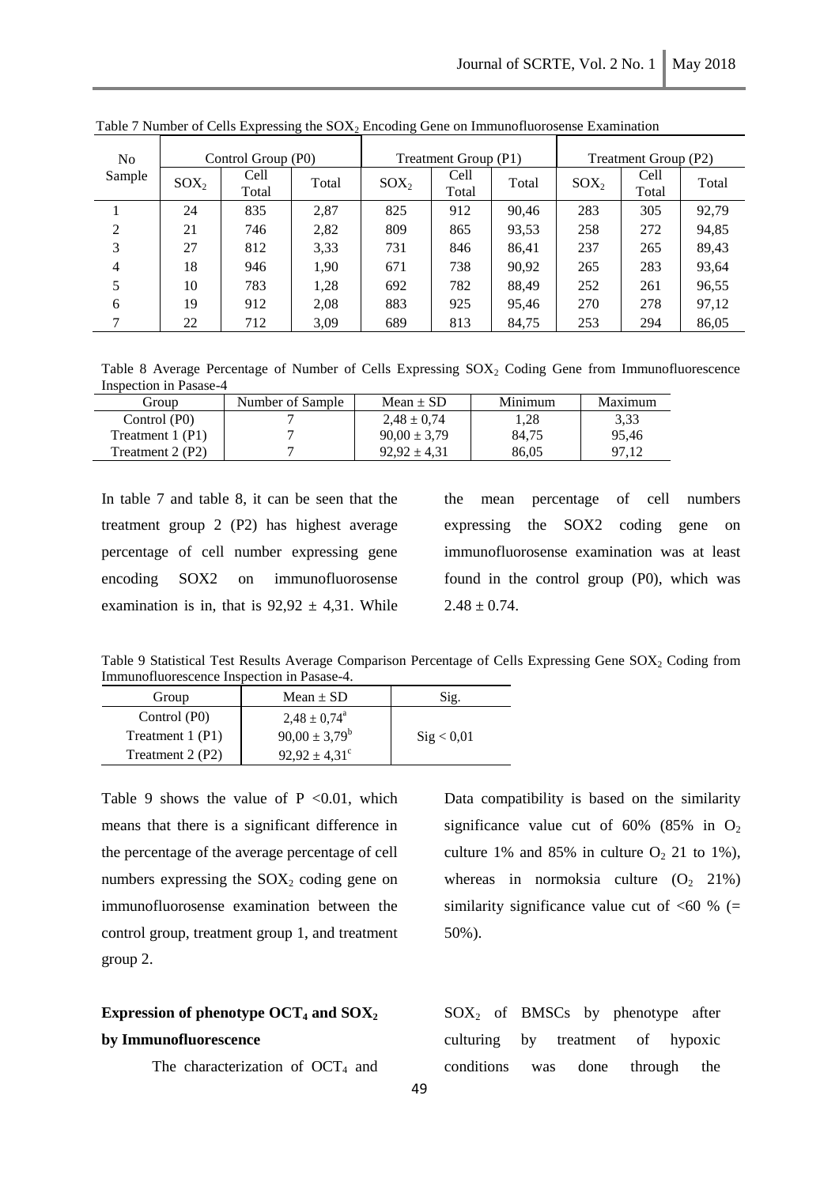Table 7 Number of Cells Expressing the $SOX_2$ Encoding Gene on Immunofluorosense Examination

| No Sample | Control Group (P0) | | | Treatment Group (P1) | | | Treatment Group (P2) | | |
|---|---|---|---|---|---|---|---|---|---|
| | $SOX_2$ | Cell Total | Total | $SOX_2$ | Cell Total | Total | $SOX_2$ | Cell Total | Total |
| 1 | 24 | 835 | 2,87 | 825 | 912 | 90,46 | 283 | 305 | 92,79 |
| 2 | 21 | 746 | 2,82 | 809 | 865 | 93,53 | 258 | 272 | 94,85 |
| 3 | 27 | 812 | 3,33 | 731 | 846 | 86,41 | 237 | 265 | 89,43 |
| 4 | 18 | 946 | 1,90 | 671 | 738 | 90,92 | 265 | 283 | 93,64 |
| 5 | 10 | 783 | 1,28 | 692 | 782 | 88,49 | 252 | 261 | 96,55 |
| 6 | 19 | 912 | 2,08 | 883 | 925 | 95,46 | 270 | 278 | 97,12 |
| 7 | 22 | 712 | 3,09 | 689 | 813 | 84,75 | 253 | 294 | 86,05 |

Table 8 Average Percentage of Number of Cells Expressing $SOX_2$ Coding Gene from Immunofluorescence Inspection in Pasase-4

| Group | Number of Sample | Mean ± SD | Minimum | Maximum |
|---|---|---|---|---|
| Control (P0) | 7 | 2,48 ± 0,74 | 1,28 | 3,33 |
| Treatment 1 (P1) | 7 | 90,00 ± 3,79 | 84,75 | 95,46 |
| Treatment 2 (P2) | 7 | 92,92 ± 4,31 | 86,05 | 97,12 |

In table 7 and table 8, it can be seen that the treatment group 2 (P2) has highest average percentage of cell number expressing gene encoding SOX2 on immunofluorosense examination is in, that is 92,92 ± 4,31. While the mean percentage of cell numbers expressing the SOX2 coding gene on immunofluorosense examination was at least found in the control group (P0), which was 2.48 ± 0.74.

Table 9 Statistical Test Results Average Comparison Percentage of Cells Expressing Gene $SOX_2$ Coding from Immunofluorescence Inspection in Pasase-4.

| Group | Mean ± SD | Sig. |
|---|---|---|
| Control (P0) | $2,48 \pm 0,74^a$ | |
| Treatment 1 (P1) | $90,00 \pm 3,79^b$ | Sig < 0,01 |
| Treatment 2 (P2) | $92,92 \pm 4,31^c$ | |

Table 9 shows the value of $P < 0.01$, which means that there is a significant difference in the percentage of the average percentage of cell numbers expressing the $SOX_2$ coding gene on immunofluorosense examination between the control group, treatment group 1, and treatment group 2.

Data compatibility is based on the similarity significance value cut of 60% (85% in $O_2$ culture 1% and 85% in culture $O_2$ 21 to 1%), whereas in normoksia culture ($O_2$ 21%) similarity significance value cut of <60 % (= 50%).

## Expression of phenotype $OCT_4$ and $SOX_2$ by Immunofluorescence

The characterization of $OCT_4$ and $SOX_2$ of BMSCs by phenotype after culturing by treatment of hypoxic conditions was done through the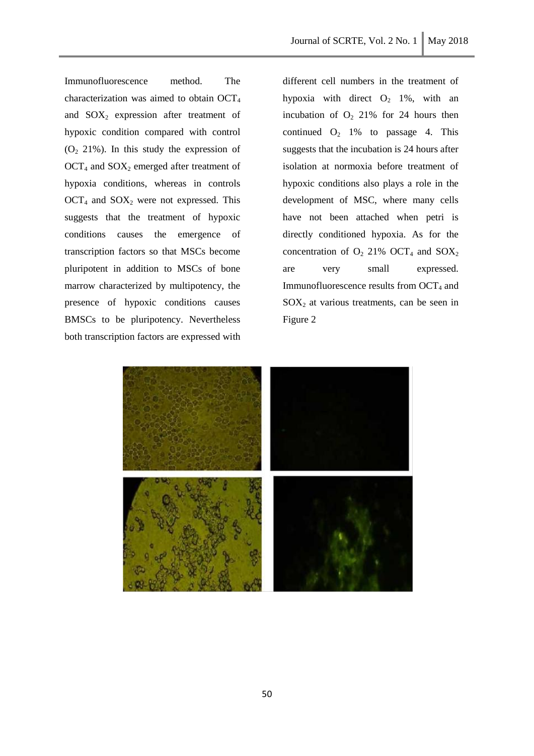Immunofluorescence method. The characterization was aimed to obtain $OCT_4$ and $SOX_2$ expression after treatment of hypoxic condition compared with control ($O_2$ 21%). In this study the expression of $OCT_4$ and $SOX_2$ emerged after treatment of hypoxia conditions, whereas in controls $OCT_4$ and $SOX_2$ were not expressed. This suggests that the treatment of hypoxic conditions causes the emergence of transcription factors so that MSCs become pluripotent in addition to MSCs of bone marrow characterized by multipotency, the presence of hypoxic conditions causes BMSCs to be pluripotency. Nevertheless both transcription factors are expressed with different cell numbers in the treatment of hypoxia with direct $O_2$ 1%, with an incubation of $O_2$ 21% for 24 hours then continued $O_2$ 1% to passage 4. This suggests that the incubation is 24 hours after isolation at normoxia before treatment of hypoxic conditions also plays a role in the development of MSC, where many cells have not been attached when petri is directly conditioned hypoxia. As for the concentration of $O_2$ 21% $OCT_4$ and $SOX_2$ are very small expressed. Immunofluorescence results from $OCT_4$ and $SOX_2$ at various treatments, can be seen in Figure 2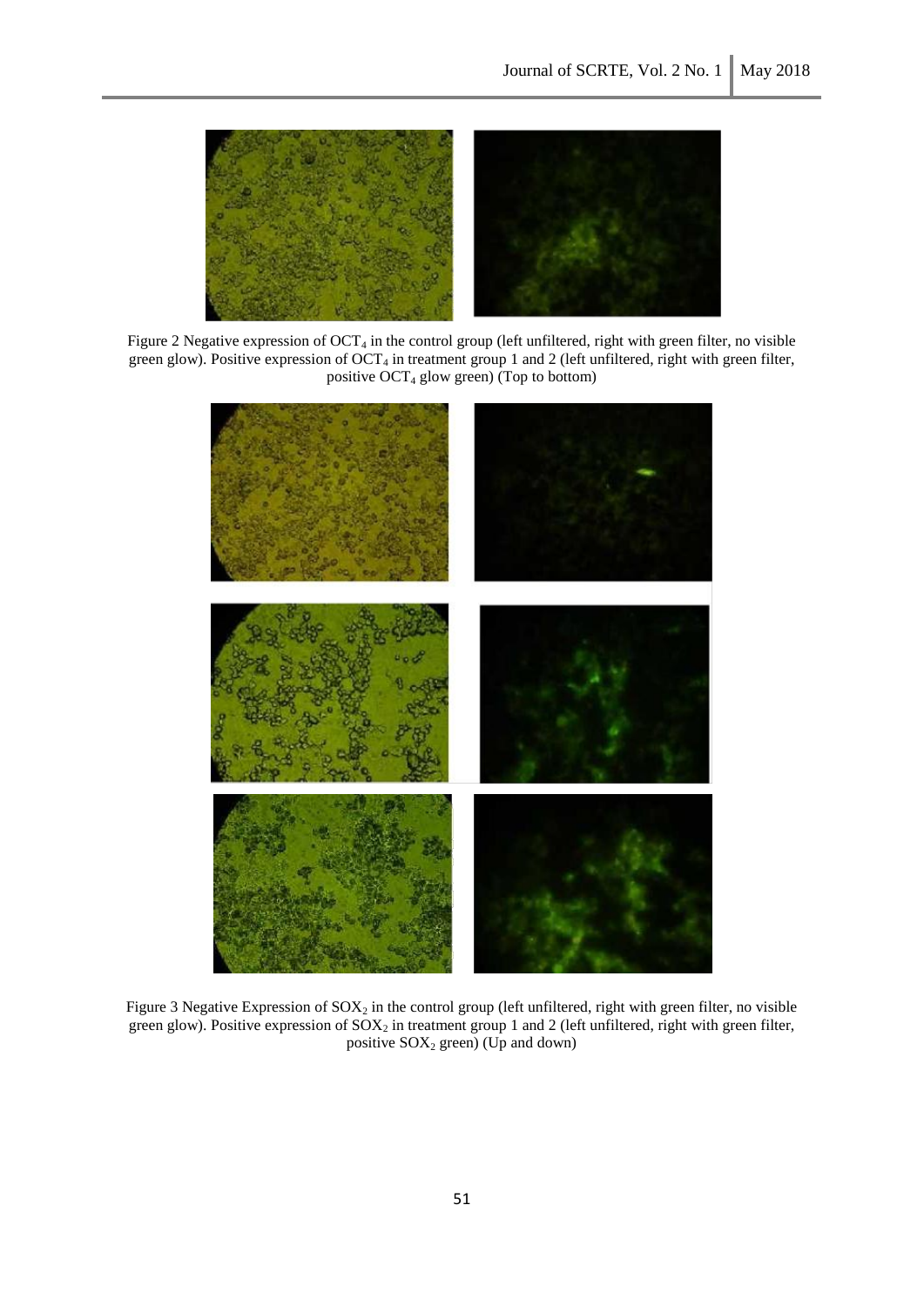Figure 2 Negative expression of $OCT_4$ in the control group (left unfiltered, right with green filter, no visible green glow). Positive expression of $OCT_4$ in treatment group 1 and 2 (left unfiltered, right with green filter, positive $OCT_4$ glow green) (Top to bottom)

Figure 3 Negative Expression of $SOX_2$ in the control group (left unfiltered, right with green filter, no visible green glow). Positive expression of $SOX_2$ in treatment group 1 and 2 (left unfiltered, right with green filter, positive $SOX_2$ green) (Up and down)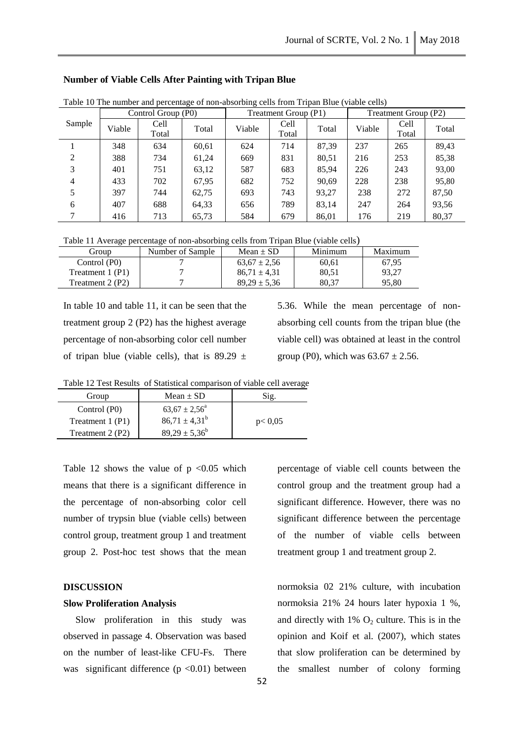**Number of Viable Cells After Painting with Tripan Blue**

Table 10 The number and percentage of non-absorbing cells from Tripan Blue (viable cells)

| Sample | Control Group (P0) | | | Treatment Group (P1) | | | Treatment Group (P2) | | |
|---|---|---|---|---|---|---|---|---|---|
| | Viable | Cell Total | Total | Viable | Cell Total | Total | Viable | Cell Total | Total |
| 1 | 348 | 634 | 60,61 | 624 | 714 | 87,39 | 237 | 265 | 89,43 |
| 2 | 388 | 734 | 61,24 | 669 | 831 | 80,51 | 216 | 253 | 85,38 |
| 3 | 401 | 751 | 63,12 | 587 | 683 | 85,94 | 226 | 243 | 93,00 |
| 4 | 433 | 702 | 67,95 | 682 | 752 | 90,69 | 228 | 238 | 95,80 |
| 5 | 397 | 744 | 62,75 | 693 | 743 | 93,27 | 238 | 272 | 87,50 |
| 6 | 407 | 688 | 64,33 | 656 | 789 | 83,14 | 247 | 264 | 93,56 |
| 7 | 416 | 713 | 65,73 | 584 | 679 | 86,01 | 176 | 219 | 80,37 |

Table 11 Average percentage of non-absorbing cells from Tripan Blue (viable cells)

| Group | Number of Sample | Mean ± SD | Minimum | Maximum |
|---|---|---|---|---|
| Control (P0) | 7 | 63,67 ± 2,56 | 60,61 | 67,95 |
| Treatment 1 (P1) | 7 | 86,71 ± 4,31 | 80,51 | 93,27 |
| Treatment 2 (P2) | 7 | 89,29 ± 5,36 | 80,37 | 95,80 |

In table 10 and table 11, it can be seen that the treatment group 2 (P2) has the highest average percentage of non-absorbing color cell number of tripan blue (viable cells), that is 89.29 ± 5.36. While the mean percentage of non-absorbing cell counts from the tripan blue (the viable cell) was obtained at least in the control group (P0), which was 63.67 ± 2.56.

Table 12 Test Results of Statistical comparison of viable cell average

| Group | Mean ± SD | Sig. |
|---|---|---|
| Control (P0) | $63,67 \pm 2,56^{a}$ | |
| Treatment 1 (P1) | $86,71 \pm 4,31^{b}$ | p< 0,05 |
| Treatment 2 (P2) | $89,29 \pm 5,36^{b}$ | |

Table 12 shows the value of p <0.05 which means that there is a significant difference in the percentage of non-absorbing color cell number of trypsin blue (viable cells) between control group, treatment group 1 and treatment group 2. Post-hoc test shows that the mean percentage of viable cell counts between the control group and the treatment group had a significant difference. However, there was no significant difference between the percentage of the number of viable cells between treatment group 1 and treatment group 2.

## DISCUSSION

### Slow Proliferation Analysis

Slow proliferation in this study was observed in passage 4. Observation was based on the number of least-like CFU-Fs. There was significant difference (p <0.01) between normoksia 02 21% culture, with incubation normoksia 21% 24 hours later hypoxia 1 %, and directly with 1% $O_2$ culture. This is in the opinion and Koif et al. (2007), which states that slow proliferation can be determined by the smallest number of colony forming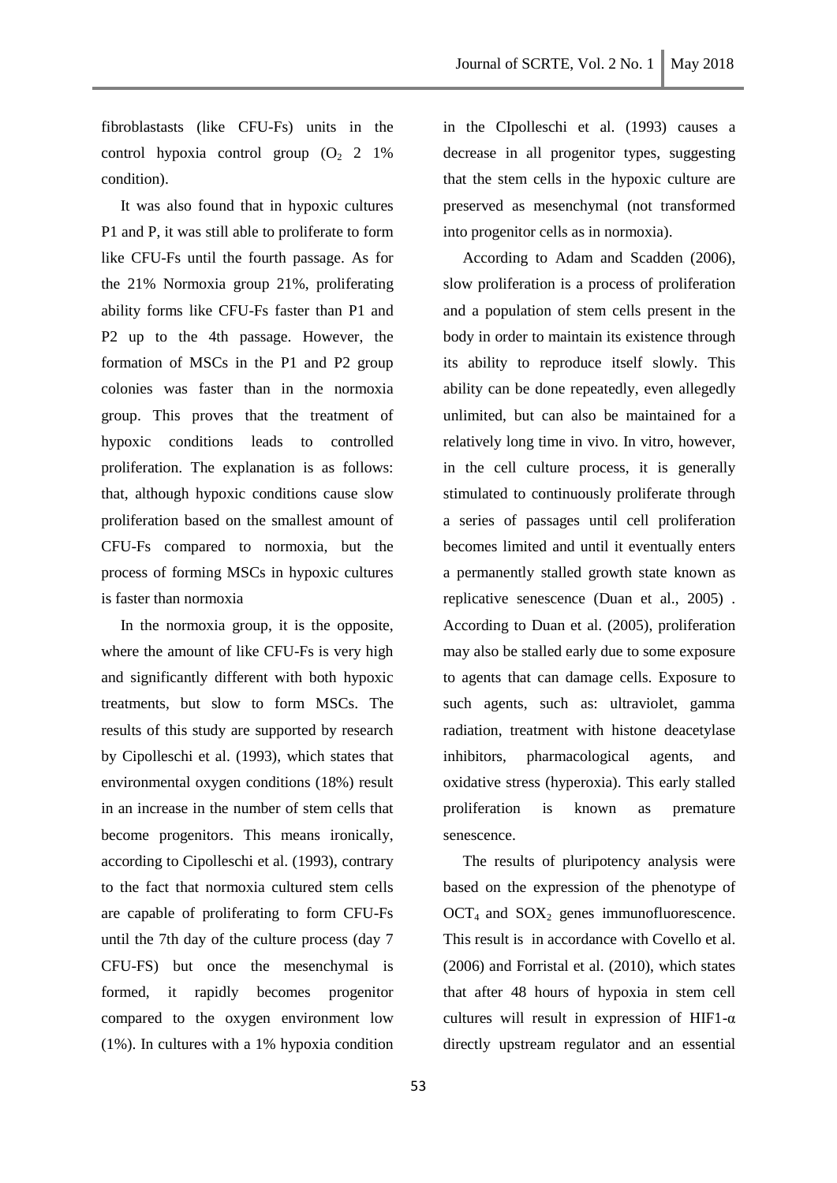fibroblastasts (like CFU-Fs) units in the control hypoxia control group ($O_2$ 2 1% condition).

It was also found that in hypoxic cultures P1 and P, it was still able to proliferate to form like CFU-Fs until the fourth passage. As for the 21% Normoxia group 21%, proliferating ability forms like CFU-Fs faster than P1 and P2 up to the 4th passage. However, the formation of MSCs in the P1 and P2 group colonies was faster than in the normoxia group. This proves that the treatment of hypoxic conditions leads to controlled proliferation. The explanation is as follows: that, although hypoxic conditions cause slow proliferation based on the smallest amount of CFU-Fs compared to normoxia, but the process of forming MSCs in hypoxic cultures is faster than normoxia

In the normoxia group, it is the opposite, where the amount of like CFU-Fs is very high and significantly different with both hypoxic treatments, but slow to form MSCs. The results of this study are supported by research by Cipolleschi et al. (1993), which states that environmental oxygen conditions (18%) result in an increase in the number of stem cells that become progenitors. This means ironically, according to Cipolleschi et al. (1993), contrary to the fact that normoxia cultured stem cells are capable of proliferating to form CFU-Fs until the 7th day of the culture process (day 7 CFU-FS) but once the mesenchymal is formed, it rapidly becomes progenitor compared to the oxygen environment low (1%). In cultures with a 1% hypoxia condition in the CIpolleschi et al. (1993) causes a decrease in all progenitor types, suggesting that the stem cells in the hypoxic culture are preserved as mesenchymal (not transformed into progenitor cells as in normoxia).

According to Adam and Scadden (2006), slow proliferation is a process of proliferation and a population of stem cells present in the body in order to maintain its existence through its ability to reproduce itself slowly. This ability can be done repeatedly, even allegedly unlimited, but can also be maintained for a relatively long time in vivo. In vitro, however, in the cell culture process, it is generally stimulated to continuously proliferate through a series of passages until cell proliferation becomes limited and until it eventually enters a permanently stalled growth state known as replicative senescence (Duan et al., 2005) . According to Duan et al. (2005), proliferation may also be stalled early due to some exposure to agents that can damage cells. Exposure to such agents, such as: ultraviolet, gamma radiation, treatment with histone deacetylase inhibitors, pharmacological agents, and oxidative stress (hyperoxia). This early stalled proliferation is known as premature senescence.

The results of pluripotency analysis were based on the expression of the phenotype of $OCT_4$ and $SOX_2$ genes immunofluorescence. This result is in accordance with Covello et al. (2006) and Forristal et al. (2010), which states that after 48 hours of hypoxia in stem cell cultures will result in expression of HIF1-α directly upstream regulator and an essential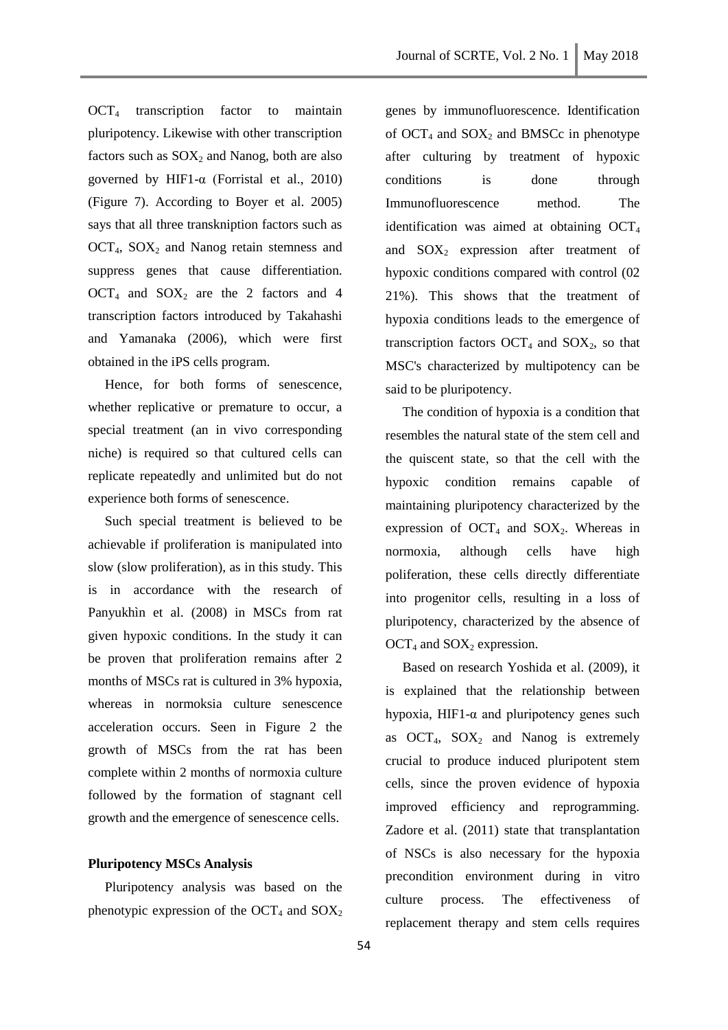$OCT_4$ transcription factor to maintain pluripotency. Likewise with other transcription factors such as $SOX_2$ and Nanog, both are also governed by HIF1-α (Forristal et al., 2010) (Figure 7). According to Boyer et al. 2005) says that all three transknintion factors such as $OCT_4$, $SOX_2$ and Nanog retain stemness and suppress genes that cause differentiation. $OCT_4$ and $SOX_2$ are the 2 factors and 4 transcription factors introduced by Takahashi and Yamanaka (2006), which were first obtained in the iPS cells program.

Hence, for both forms of senescence, whether replicative or premature to occur, a special treatment (an in vivo corresponding niche) is required so that cultured cells can replicate repeatedly and unlimited but do not experience both forms of senescence.

Such special treatment is believed to be achievable if proliferation is manipulated into slow (slow proliferation), as in this study. This is in accordance with the research of Panyukhìn et al. (2008) in MSCs from rat given hypoxic conditions. In the study it can be proven that proliferation remains after 2 months of MSCs rat is cultured in 3% hypoxia, whereas in normoksia culture senescence acceleration occurs. Seen in Figure 2 the growth of MSCs from the rat has been complete within 2 months of normoxia culture followed by the formation of stagnant cell growth and the emergence of senescence cells.

**Pluripotency MSCs Analysis**

Pluripotency analysis was based on the phenotypic expression of the $OCT_4$ and $SOX_2$ genes by immunofluorescence. Identification of $OCT_4$ and $SOX_2$ and BMSCc in phenotype after culturing by treatment of hypoxic conditions is done through Immunofluorescence method. The identification was aimed at obtaining $OCT_4$ and $SOX_2$ expression after treatment of hypoxic conditions compared with control (02 21%). This shows that the treatment of hypoxia conditions leads to the emergence of transcription factors $OCT_4$ and $SOX_2$, so that MSC's characterized by multipotency can be said to be pluripotency.

The condition of hypoxia is a condition that resembles the natural state of the stem cell and the quiscent state, so that the cell with the hypoxic condition remains capable of maintaining pluripotency characterized by the expression of $OCT_4$ and $SOX_2$. Whereas in normoxia, although cells have high poliferation, these cells directly differentiate into progenitor cells, resulting in a loss of pluripotency, characterized by the absence of $OCT_4$ and $SOX_2$ expression.

Based on research Yoshida et al. (2009), it is explained that the relationship between hypoxia, HIF1-α and pluripotency genes such as $OCT_4$, $SOX_2$ and Nanog is extremely crucial to produce induced pluripotent stem cells, since the proven evidence of hypoxia improved efficiency and reprogramming. Zadore et al. (2011) state that transplantation of NSCs is also necessary for the hypoxia precondition environment during in vitro culture process. The effectiveness of replacement therapy and stem cells requires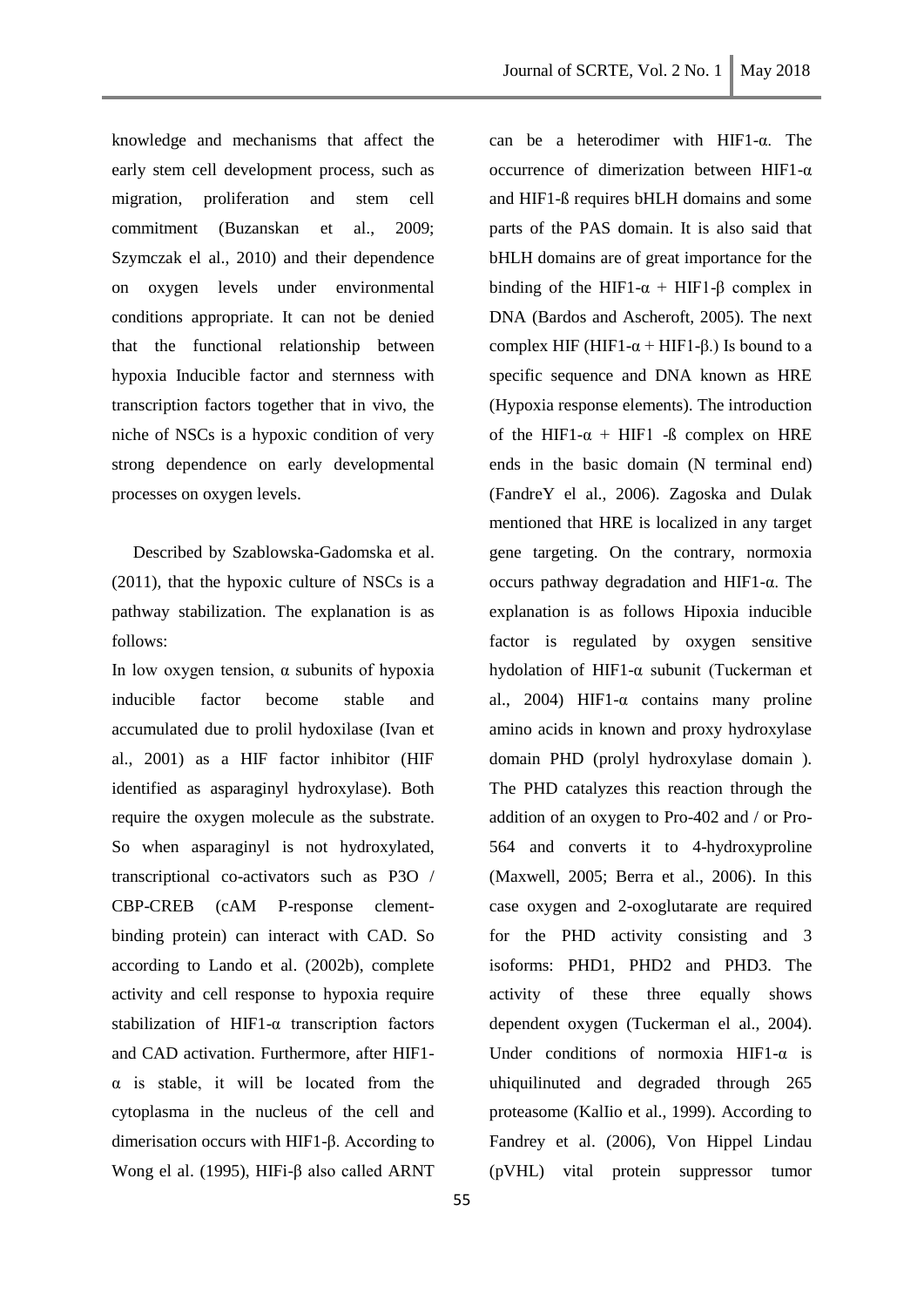knowledge and mechanisms that affect the early stem cell development process, such as migration, proliferation and stem cell commitment (Buzanskan et al., 2009; Szymczak el al., 2010) and their dependence on oxygen levels under environmental conditions appropriate. It can not be denied that the functional relationship between hypoxia Inducible factor and sternness with transcription factors together that in vivo, the niche of NSCs is a hypoxic condition of very strong dependence on early developmental processes on oxygen levels.

Described by Szablowska-Gadomska et al. (2011), that the hypoxic culture of NSCs is a pathway stabilization. The explanation is as follows:

In low oxygen tension, α subunits of hypoxia inducible factor become stable and accumulated due to prolil hydoxilase (Ivan et al., 2001) as a HIF factor inhibitor (HIF identified as asparaginyl hydroxylase). Both require the oxygen molecule as the substrate. So when asparaginyl is not hydroxylated, transcriptional co-activators such as P3O / CBP-CREB (cAM P-response clement-binding protein) can interact with CAD. So according to Lando et al. (2002b), complete activity and cell response to hypoxia require stabilization of HIF1-α transcription factors and CAD activation. Furthermore, after HIF1-α is stable, it will be located from the cytoplasma in the nucleus of the cell and dimerisation occurs with HIF1-β. According to Wong el al. (1995), HIFi-β also called ARNT can be a heterodimer with HIF1-α. The occurrence of dimerization between HIF1-α and HIF1-ß requires bHLH domains and some parts of the PAS domain. It is also said that bHLH domains are of great importance for the binding of the HIF1-α + HIF1-β complex in DNA (Bardos and Ascheroft, 2005). The next complex HIF (HIF1-α + HIF1-β.) Is bound to a specific sequence and DNA known as HRE (Hypoxia response elements). The introduction of the HIF1-α + HIF1 -ß complex on HRE ends in the basic domain (N terminal end) (FandreY el al., 2006). Zagoska and Dulak mentioned that HRE is localized in any target gene targeting. On the contrary, normoxia occurs pathway degradation and HIF1-α. The explanation is as follows Hipoxia inducible factor is regulated by oxygen sensitive hydolation of HIF1-α subunit (Tuckerman et al., 2004) HIF1-α contains many proline amino acids in known and proxy hydroxylase domain PHD (prolyl hydroxylase domain ). The PHD catalyzes this reaction through the addition of an oxygen to Pro-402 and / or Pro-564 and converts it to 4-hydroxyproline (Maxwell, 2005; Berra et al., 2006). In this case oxygen and 2-oxoglutarate are required for the PHD activity consisting and 3 isoforms: PHD1, PHD2 and PHD3. The activity of these three equally shows dependent oxygen (Tuckerman el al., 2004). Under conditions of normoxia HIF1-α is uhiquilinuted and degraded through 265 proteasome (KalIio et al., 1999). According to Fandrey et al. (2006), Von Hippel Lindau (pVHL) vital protein suppressor tumor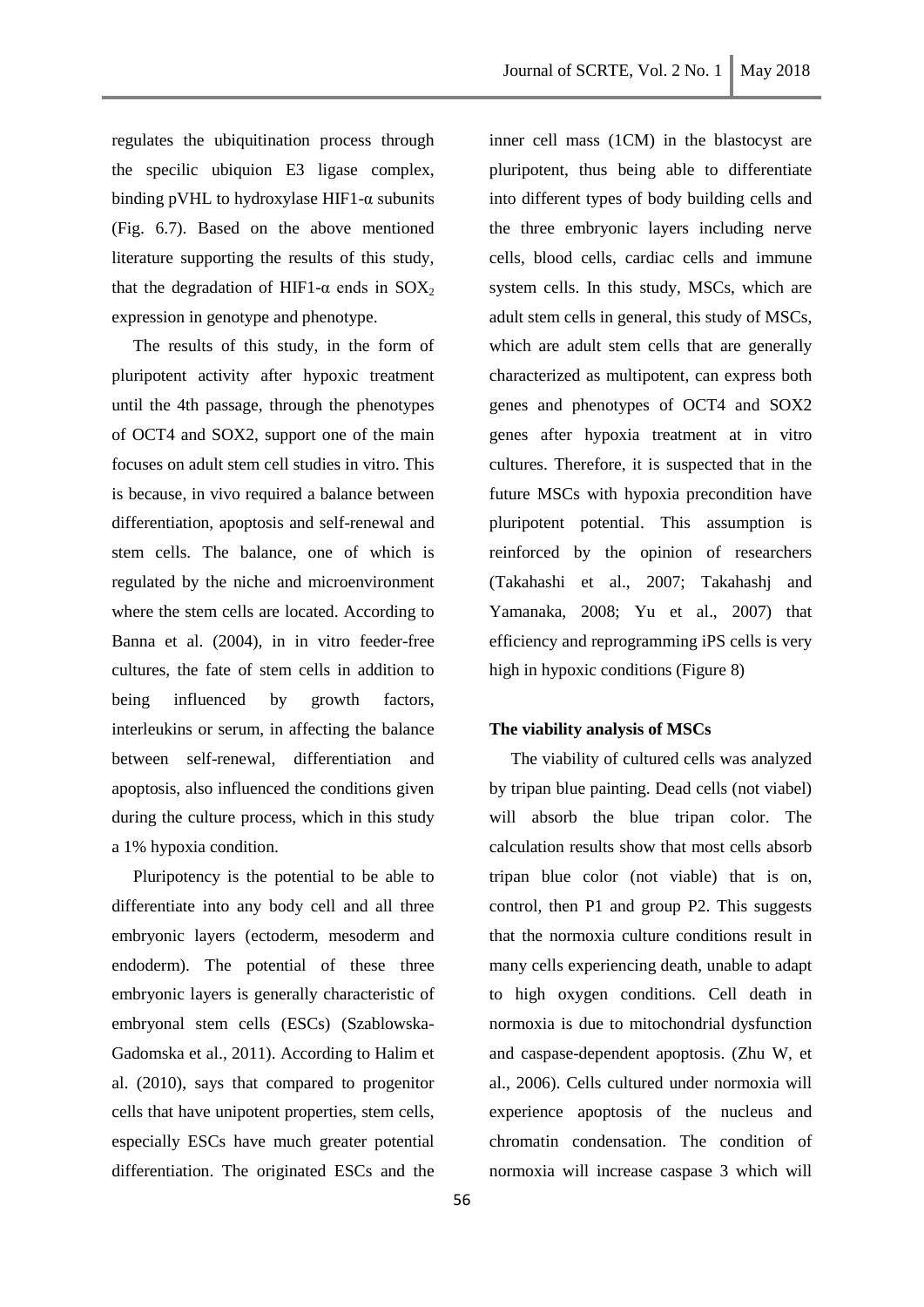regulates the ubiquitination process through the specilic ubiquion E3 ligase complex, binding pVHL to hydroxylase HIF1-α subunits (Fig. 6.7). Based on the above mentioned literature supporting the results of this study, that the degradation of HIF1-α ends in $SOX_2$ expression in genotype and phenotype.

The results of this study, in the form of pluripotent activity after hypoxic treatment until the 4th passage, through the phenotypes of OCT4 and SOX2, support one of the main focuses on adult stem cell studies in vitro. This is because, in vivo required a balance between differentiation, apoptosis and self-renewal and stem cells. The balance, one of which is regulated by the niche and microenvironment where the stem cells are located. According to Banna et al. (2004), in in vitro feeder-free cultures, the fate of stem cells in addition to being influenced by growth factors, interleukins or serum, in affecting the balance between self-renewal, differentiation and apoptosis, also influenced the conditions given during the culture process, which in this study a 1% hypoxia condition.

Pluripotency is the potential to be able to differentiate into any body cell and all three embryonic layers (ectoderm, mesoderm and endoderm). The potential of these three embryonic layers is generally characteristic of embryonal stem cells (ESCs) (Szablowska-Gadomska et al., 2011). According to Halim et al. (2010), says that compared to progenitor cells that have unipotent properties, stem cells, especially ESCs have much greater potential differentiation. The originated ESCs and the inner cell mass (1CM) in the blastocyst are pluripotent, thus being able to differentiate into different types of body building cells and the three embryonic layers including nerve cells, blood cells, cardiac cells and immune system cells. In this study, MSCs, which are adult stem cells in general, this study of MSCs, which are adult stem cells that are generally characterized as multipotent, can express both genes and phenotypes of OCT4 and SOX2 genes after hypoxia treatment at in vitro cultures. Therefore, it is suspected that in the future MSCs with hypoxia precondition have pluripotent potential. This assumption is reinforced by the opinion of researchers (Takahashi et al., 2007; Takahashj and Yamanaka, 2008; Yu et al., 2007) that efficiency and reprogramming iPS cells is very high in hypoxic conditions (Figure 8)

**The viability analysis of MSCs**

The viability of cultured cells was analyzed by tripan blue painting. Dead cells (not viabel) will absorb the blue tripan color. The calculation results show that most cells absorb tripan blue color (not viable) that is on, control, then P1 and group P2. This suggests that the normoxia culture conditions result in many cells experiencing death, unable to adapt to high oxygen conditions. Cell death in normoxia is due to mitochondrial dysfunction and caspase-dependent apoptosis. (Zhu W, et al., 2006). Cells cultured under normoxia will experience apoptosis of the nucleus and chromatin condensation. The condition of normoxia will increase caspase 3 which will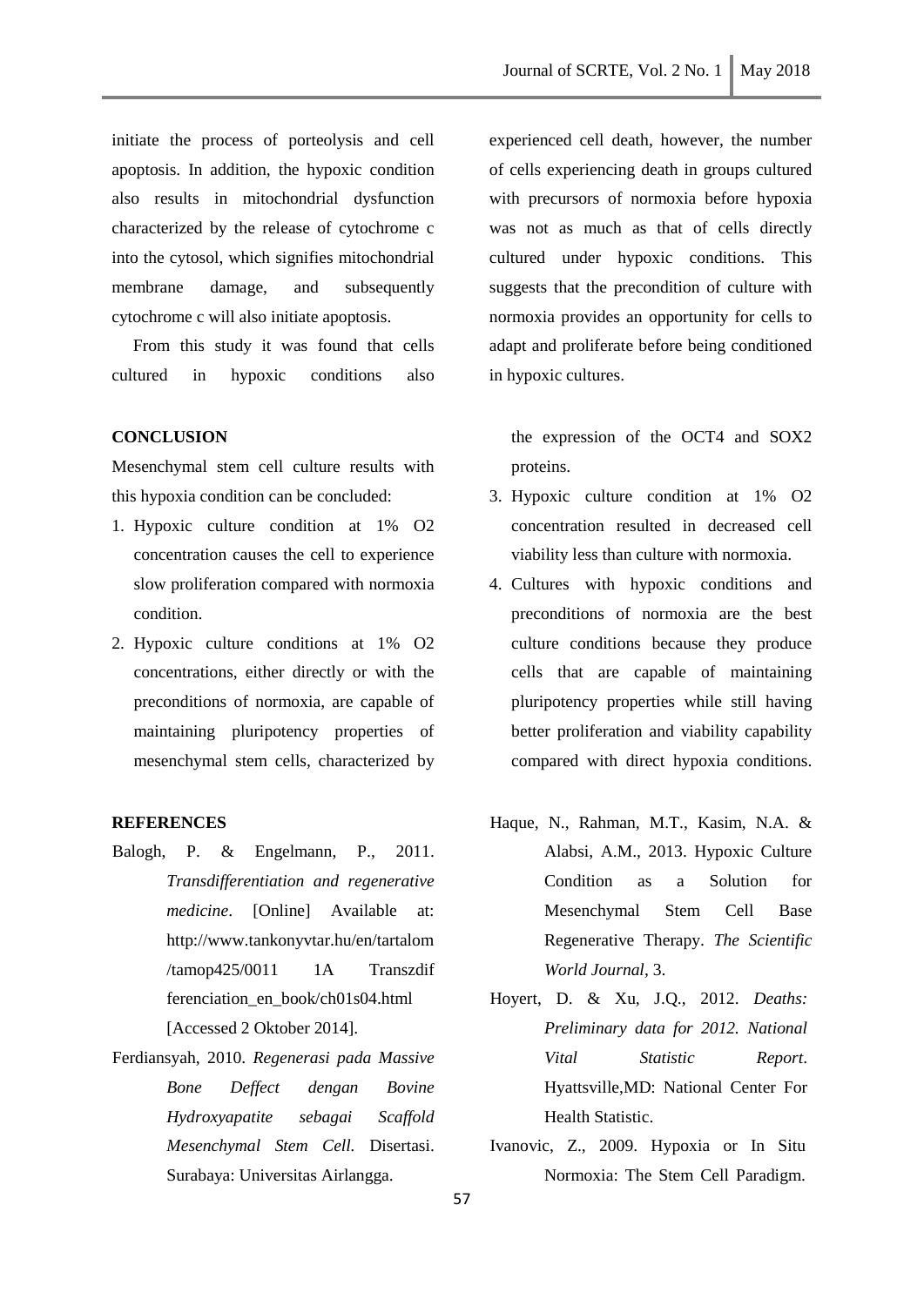initiate the process of porteolysis and cell apoptosis. In addition, the hypoxic condition also results in mitochondrial dysfunction characterized by the release of cytochrome c into the cytosol, which signifies mitochondrial membrane damage, and subsequently cytochrome c will also initiate apoptosis.

From this study it was found that cells cultured in hypoxic conditions also experienced cell death, however, the number of cells experiencing death in groups cultured with precursors of normoxia before hypoxia was not as much as that of cells directly cultured under hypoxic conditions. This suggests that the precondition of culture with normoxia provides an opportunity for cells to adapt and proliferate before being conditioned in hypoxic cultures.

## CONCLUSION

Mesenchymal stem cell culture results with this hypoxia condition can be concluded:

1. Hypoxic culture condition at 1% O2 concentration causes the cell to experience slow proliferation compared with normoxia condition.
2. Hypoxic culture conditions at 1% O2 concentrations, either directly or with the preconditions of normoxia, are capable of maintaining pluripotency properties of mesenchymal stem cells, characterized by the expression of the OCT4 and SOX2 proteins.
3. Hypoxic culture condition at 1% O2 concentration resulted in decreased cell viability less than culture with normoxia.
4. Cultures with hypoxic conditions and preconditions of normoxia are the best culture conditions because they produce cells that are capable of maintaining pluripotency properties while still having better proliferation and viability capability compared with direct hypoxia conditions.

## REFERENCES

Balogh, P. & Engelmann, P., 2011. *Transdifferentiation and regenerative medicine*. [Online] Available at: http://www.tankonyvtar.hu/en/tartalom /tamop425/0011 1A Transzdif ferenciation_en_book/ch01s04.html [Accessed 2 Oktober 2014].

Ferdiansyah, 2010. *Regenerasi pada Massive Bone Deffect dengan Bovine Hydroxyapatite sebagai Scaffold Mesenchymal Stem Cell.* Disertasi. Surabaya: Universitas Airlangga.

Haque, N., Rahman, M.T., Kasim, N.A. & Alabsi, A.M., 2013. Hypoxic Culture Condition as a Solution for Mesenchymal Stem Cell Base Regenerative Therapy. *The Scientific World Journal*, 3.

Hoyert, D. & Xu, J.Q., 2012. *Deaths: Preliminary data for 2012. National Vital Statistic Report*. Hyattsville,MD: National Center For Health Statistic.

Ivanovic, Z., 2009. Hypoxia or In Situ Normoxia: The Stem Cell Paradigm.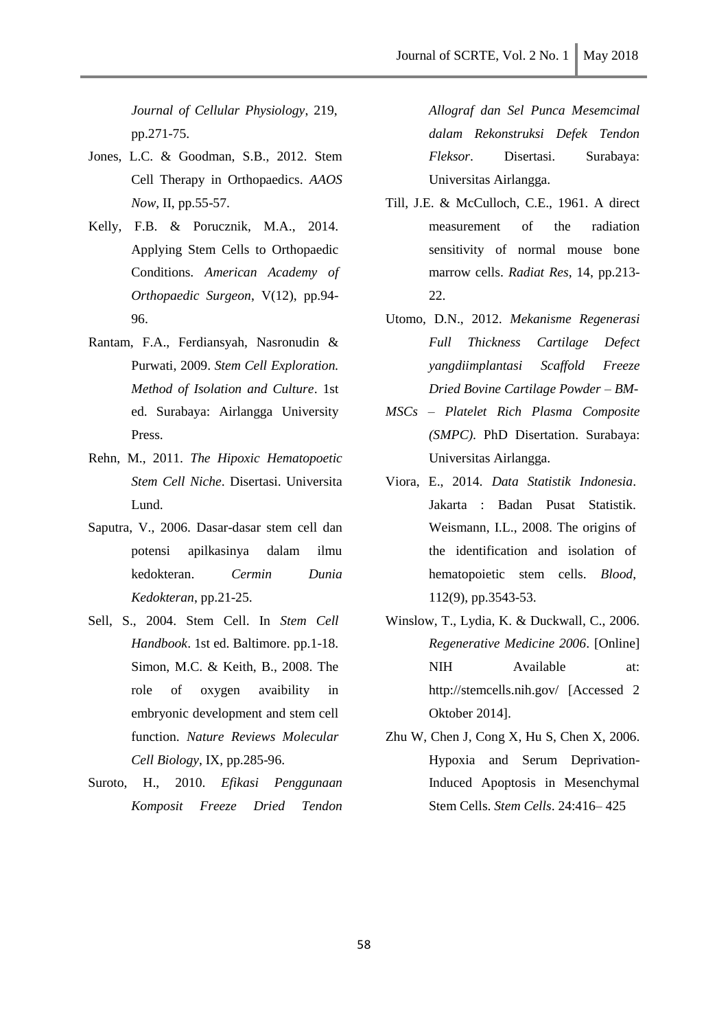*Journal of Cellular Physiology*, 219, pp.271-75.

Jones, L.C. & Goodman, S.B., 2012. Stem Cell Therapy in Orthopaedics. *AAOS Now*, II, pp.55-57.

Kelly, F.B. & Porucznik, M.A., 2014. Applying Stem Cells to Orthopaedic Conditions. *American Academy of Orthopaedic Surgeon*, V(12), pp.94-96.

Rantam, F.A., Ferdiansyah, Nasronudin & Purwati, 2009. *Stem Cell Exploration. Method of Isolation and Culture*. 1st ed. Surabaya: Airlangga University Press.

Rehn, M., 2011. *The Hipoxic Hematopoetic Stem Cell Niche*. Disertasi. Universita Lund.

Saputra, V., 2006. Dasar-dasar stem cell dan potensi apilkasinya dalam ilmu kedokteran. *Cermin Dunia Kedokteran*, pp.21-25.

Sell, S., 2004. Stem Cell. In *Stem Cell Handbook*. 1st ed. Baltimore. pp.1-18.

Simon, M.C. & Keith, B., 2008. The role of oxygen avaibility in embryonic development and stem cell function. *Nature Reviews Molecular Cell Biology*, IX, pp.285-96.

Suroto, H., 2010. *Efikasi Penggunaan Komposit Freeze Dried Tendon Allograf dan Sel Punca Mesemcimal dalam Rekonstruksi Defek Tendon Fleksor*. Disertasi. Surabaya: Universitas Airlangga.

Till, J.E. & McCulloch, C.E., 1961. A direct measurement of the radiation sensitivity of normal mouse bone marrow cells. *Radiat Res*, 14, pp.213-22.

Utomo, D.N., 2012. *Mekanisme Regenerasi Full Thickness Cartilage Defect yangdiimplantasi Scaffold Freeze Dried Bovine Cartilage Powder – BM-MSCs – Platelet Rich Plasma Composite (SMPC)*. PhD Disertation. Surabaya: Universitas Airlangga.

Viora, E., 2014. *Data Statistik Indonesia*. Jakarta : Badan Pusat Statistik.

Weismann, I.L., 2008. The origins of the identification and isolation of hematopoietic stem cells. *Blood*, 112(9), pp.3543-53.

Winslow, T., Lydia, K. & Duckwall, C., 2006. *Regenerative Medicine 2006*. [Online] NIH Available at: http://stemcells.nih.gov/ [Accessed 2 Oktober 2014].

Zhu W, Chen J, Cong X, Hu S, Chen X, 2006. Hypoxia and Serum Deprivation-Induced Apoptosis in Mesenchymal Stem Cells. *Stem Cells*. 24:416– 425